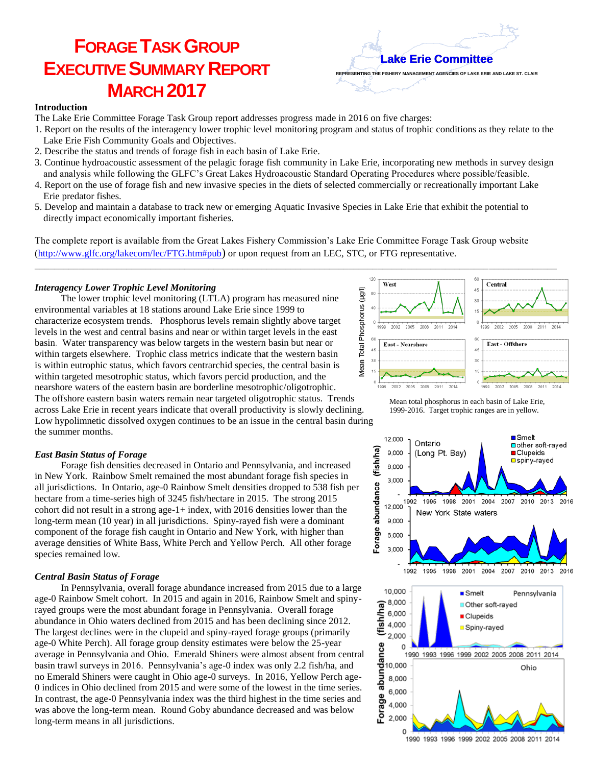# Forage Task Group Executive Summary Report March 2017

**Lake Erie Committee**

REPRESENTING THE FISHERY MANAGEMENT AGENCIES OF LAKE ERIE AND LAKE ST. CLAIR

**Introduction**

The Lake Erie Committee Forage Task Group report addresses progress made in 2016 on five charges:

1. Report on the results of the interagency lower trophic level monitoring program and status of trophic conditions as they relate to the Lake Erie Fish Community Goals and Objectives.
2. Describe the status and trends of forage fish in each basin of Lake Erie.
3. Continue hydroacoustic assessment of the pelagic forage fish community in Lake Erie, incorporating new methods in survey design and analysis while following the GLFC's Great Lakes Hydroacoustic Standard Operating Procedures where possible/feasible.
4. Report on the use of forage fish and new invasive species in the diets of selected commercially or recreationally important Lake Erie predator fishes.
5. Develop and maintain a database to track new or emerging Aquatic Invasive Species in Lake Erie that exhibit the potential to directly impact economically important fisheries.

The complete report is available from the Great Lakes Fishery Commission's Lake Erie Committee Forage Task Group website (http://www.glfc.org/lakecom/lec/FTG.htm#pub) or upon request from an LEC, STC, or FTG representative.

### *Interagency Lower Trophic Level Monitoring*

The lower trophic level monitoring (LTLA) program has measured nine environmental variables at 18 stations around Lake Erie since 1999 to characterize ecosystem trends. Phosphorus levels remain slightly above target levels in the west and central basins and near or within target levels in the east basin. Water transparency was below targets in the western basin but near or within targets elsewhere. Trophic class metrics indicate that the western basin is within eutrophic status, which favors centrarchid species, the central basin is within targeted mesotrophic status, which favors percid production, and the nearshore waters of the eastern basin are borderline mesotrophic/oligotrophic. The offshore eastern basin waters remain near targeted oligotrophic status. Trends across Lake Erie in recent years indicate that overall productivity is slowly declining. Low hypolimnetic dissolved oxygen continues to be an issue in the central basin during the summer months.

Mean total phosphorus in each basin of Lake Erie, 1999-2016. Target trophic ranges are in yellow.

### *East Basin Status of Forage*

Forage fish densities decreased in Ontario and Pennsylvania, and increased in New York. Rainbow Smelt remained the most abundant forage fish species in all jurisdictions. In Ontario, age-0 Rainbow Smelt densities dropped to 538 fish per hectare from a time-series high of 3245 fish/hectare in 2015. The strong 2015 cohort did not result in a strong age-1+ index, with 2016 densities lower than the long-term mean (10 year) in all jurisdictions. Spiny-rayed fish were a dominant component of the forage fish caught in Ontario and New York, with higher than average densities of White Bass, White Perch and Yellow Perch. All other forage species remained low.

### *Central Basin Status of Forage*

In Pennsylvania, overall forage abundance increased from 2015 due to a large age-0 Rainbow Smelt cohort. In 2015 and again in 2016, Rainbow Smelt and spiny-rayed groups were the most abundant forage in Pennsylvania. Overall forage abundance in Ohio waters declined from 2015 and has been declining since 2012. The largest declines were in the clupeid and spiny-rayed forage groups (primarily age-0 White Perch). All forage group density estimates were below the 25-year average in Pennsylvania and Ohio. Emerald Shiners were almost absent from central basin trawl surveys in 2016. Pennsylvania's age-0 index was only 2.2 fish/ha, and no Emerald Shiners were caught in Ohio age-0 surveys. In 2016, Yellow Perch age-0 indices in Ohio declined from 2015 and were some of the lowest in the time series. In contrast, the age-0 Pennsylvania index was the third highest in the time series and was above the long-term mean. Round Goby abundance decreased and was below long-term means in all jurisdictions.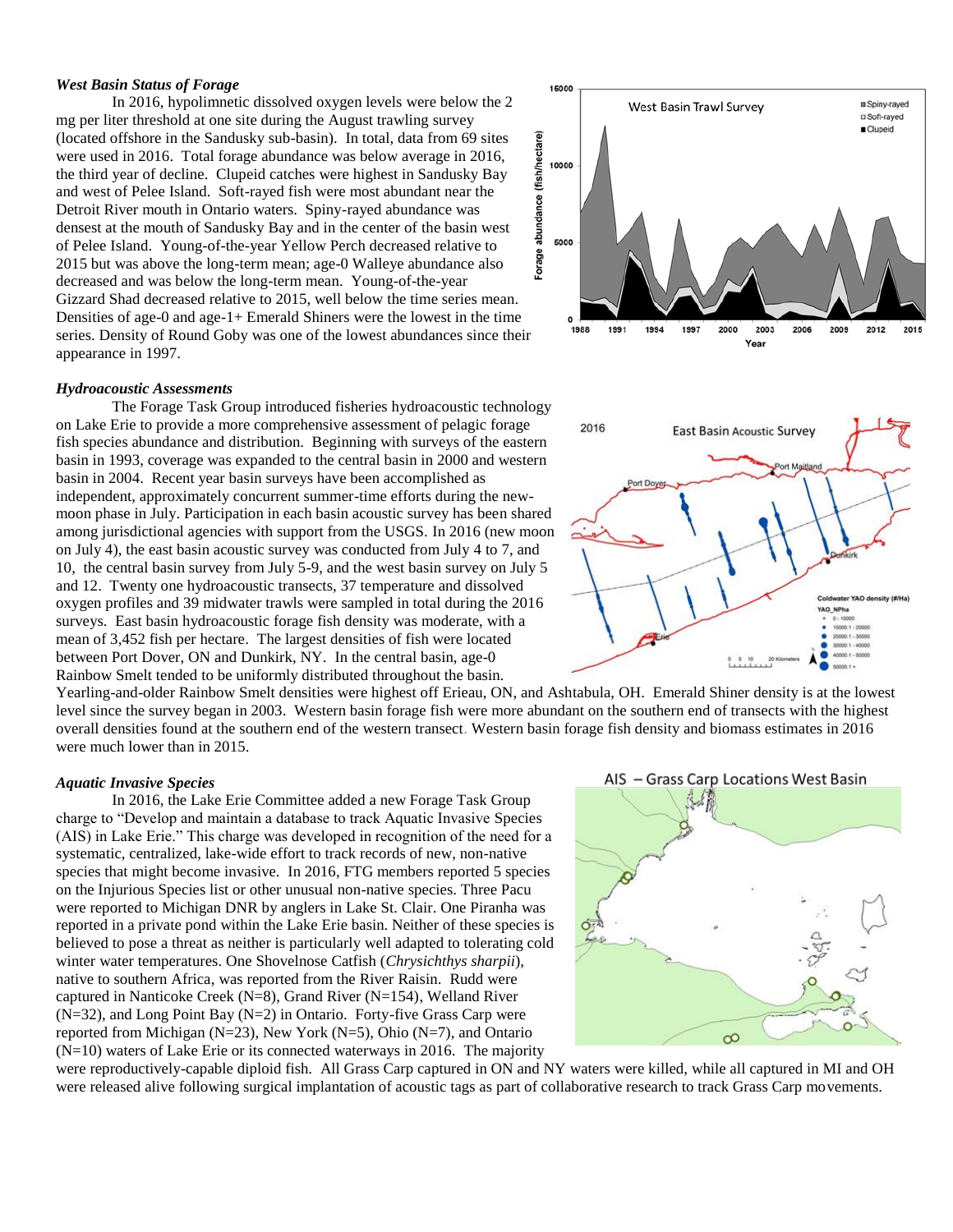### *West Basin Status of Forage*

In 2016, hypolimnetic dissolved oxygen levels were below the 2 mg per liter threshold at one site during the August trawling survey (located offshore in the Sandusky sub-basin). In total, data from 69 sites were used in 2016. Total forage abundance was below average in 2016, the third year of decline. Clupeid catches were highest in Sandusky Bay and west of Pelee Island. Soft-rayed fish were most abundant near the Detroit River mouth in Ontario waters. Spiny-rayed abundance was densest at the mouth of Sandusky Bay and in the center of the basin west of Pelee Island. Young-of-the-year Yellow Perch decreased relative to 2015 but was above the long-term mean; age-0 Walleye abundance also decreased and was below the long-term mean. Young-of-the-year Gizzard Shad decreased relative to 2015, well below the time series mean. Densities of age-0 and age-1+ Emerald Shiners were the lowest in the time series. Density of Round Goby was one of the lowest abundances since their appearance in 1997.

West Basin Trawl Survey

Spiny-rayed
Soft-rayed
Clupeid

Forage abundance (fish/hectare)

15000
10000
5000
0

1988 1991 1994 1997 2000 2003 2006 2009 2012 2015

Year

### *Hydroacoustic Assessments*

The Forage Task Group introduced fisheries hydroacoustic technology on Lake Erie to provide a more comprehensive assessment of pelagic forage fish species abundance and distribution. Beginning with surveys of the eastern basin in 1993, coverage was expanded to the central basin in 2000 and western basin in 2004. Recent year basin surveys have been accomplished as independent, approximately concurrent summer-time efforts during the new-moon phase in July. Participation in each basin acoustic survey has been shared among jurisdictional agencies with support from the USGS. In 2016 (new moon on July 4), the east basin acoustic survey was conducted from July 4 to 7, and 10, the central basin survey from July 5-9, and the west basin survey on July 5 and 12. Twenty one hydroacoustic transects, 37 temperature and dissolved oxygen profiles and 39 midwater trawls were sampled in total during the 2016 surveys. East basin hydroacoustic forage fish density was moderate, with a mean of 3,452 fish per hectare. The largest densities of fish were located between Port Dover, ON and Dunkirk, NY. In the central basin, age-0 Rainbow Smelt tended to be uniformly distributed throughout the basin. Yearling-and-older Rainbow Smelt densities were highest off Erieau, ON, and Ashtabula, OH. Emerald Shiner density is at the lowest level since the survey began in 2003. Western basin forage fish were more abundant on the southern end of transects with the highest overall densities found at the southern end of the western transect. Western basin forage fish density and biomass estimates in 2016 were much lower than in 2015.

2016 East Basin Acoustic Survey

Port Dover
Port Maitland
Dunkirk
Erie

Coldwater YAO density (#/Ha)
YAO_NPha
0 - 10000
10000.1 - 20000
20000.1 - 30000
30000.1 - 40000
40000.1 - 50000
50000.1 +

0 5 10 20 Kilometers

### *Aquatic Invasive Species*

In 2016, the Lake Erie Committee added a new Forage Task Group charge to "Develop and maintain a database to track Aquatic Invasive Species (AIS) in Lake Erie." This charge was developed in recognition of the need for a systematic, centralized, lake-wide effort to track records of new, non-native species that might become invasive. In 2016, FTG members reported 5 species on the Injurious Species list or other unusual non-native species. Three Pacu were reported to Michigan DNR by anglers in Lake St. Clair. One Piranha was reported in a private pond within the Lake Erie basin. Neither of these species is believed to pose a threat as neither is particularly well adapted to tolerating cold winter water temperatures. One Shovelnose Catfish (*Chrysichthys sharpii*), native to southern Africa, was reported from the River Raisin. Rudd were captured in Nanticoke Creek (N=8), Grand River (N=154), Welland River (N=32), and Long Point Bay (N=2) in Ontario. Forty-five Grass Carp were reported from Michigan (N=23), New York (N=5), Ohio (N=7), and Ontario (N=10) waters of Lake Erie or its connected waterways in 2016. The majority were reproductively-capable diploid fish. All Grass Carp captured in ON and NY waters were killed, while all captured in MI and OH were released alive following surgical implantation of acoustic tags as part of collaborative research to track Grass Carp movements.

AIS – Grass Carp Locations West Basin